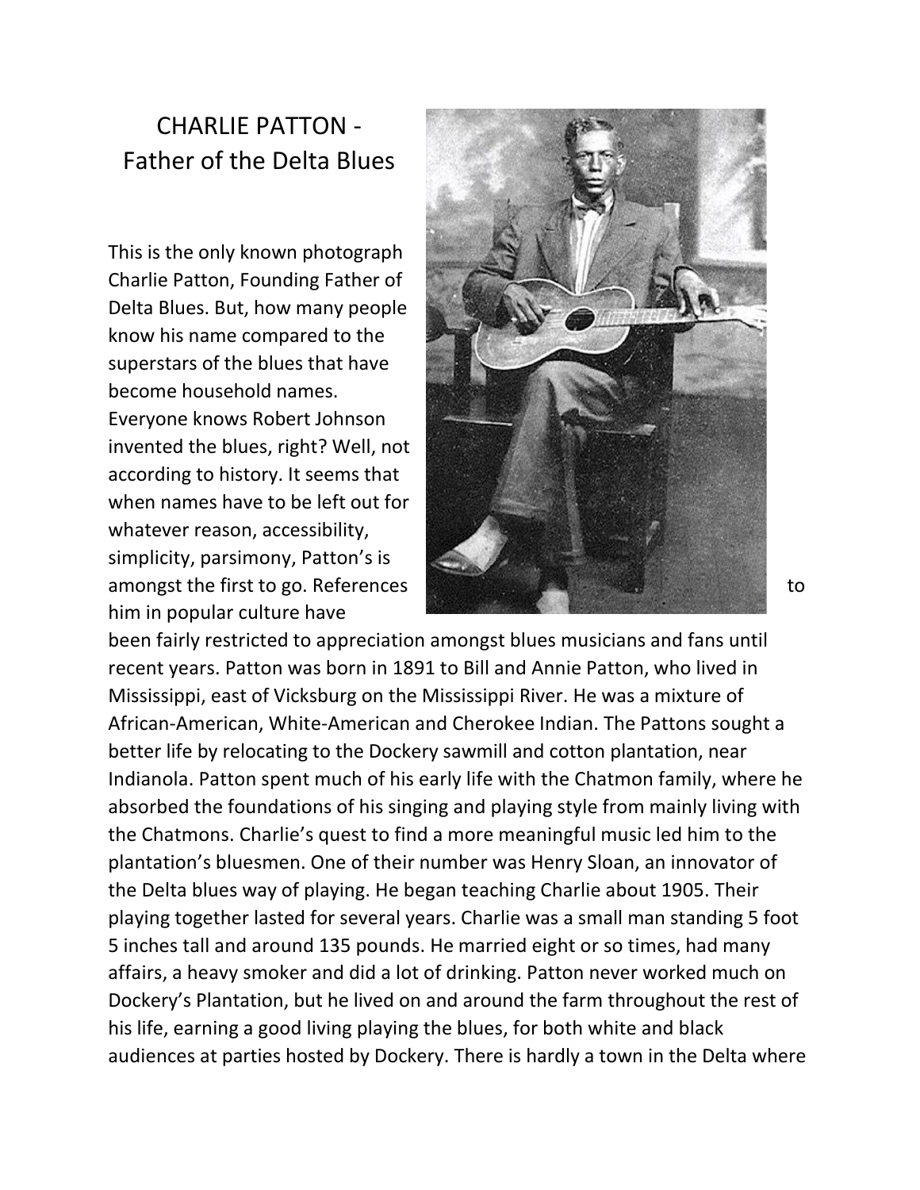# CHARLIE PATTON - Father of the Delta Blues

This is the only known photograph Charlie Patton, Founding Father of Delta Blues. But, how many people know his name compared to the superstars of the blues that have become household names. Everyone knows Robert Johnson invented the blues, right? Well, not according to history. It seems that when names have to be left out for whatever reason, accessibility, simplicity, parsimony, Patton's is amongst the first to go. References to him in popular culture have been fairly restricted to appreciation amongst blues musicians and fans until recent years. Patton was born in 1891 to Bill and Annie Patton, who lived in Mississippi, east of Vicksburg on the Mississippi River. He was a mixture of African-American, White-American and Cherokee Indian. The Pattons sought a better life by relocating to the Dockery sawmill and cotton plantation, near Indianola. Patton spent much of his early life with the Chatmon family, where he absorbed the foundations of his singing and playing style from mainly living with the Chatmons. Charlie's quest to find a more meaningful music led him to the plantation's bluesmen. One of their number was Henry Sloan, an innovator of the Delta blues way of playing. He began teaching Charlie about 1905. Their playing together lasted for several years. Charlie was a small man standing 5 foot 5 inches tall and around 135 pounds. He married eight or so times, had many affairs, a heavy smoker and did a lot of drinking. Patton never worked much on Dockery's Plantation, but he lived on and around the farm throughout the rest of his life, earning a good living playing the blues, for both white and black audiences at parties hosted by Dockery. There is hardly a town in the Delta where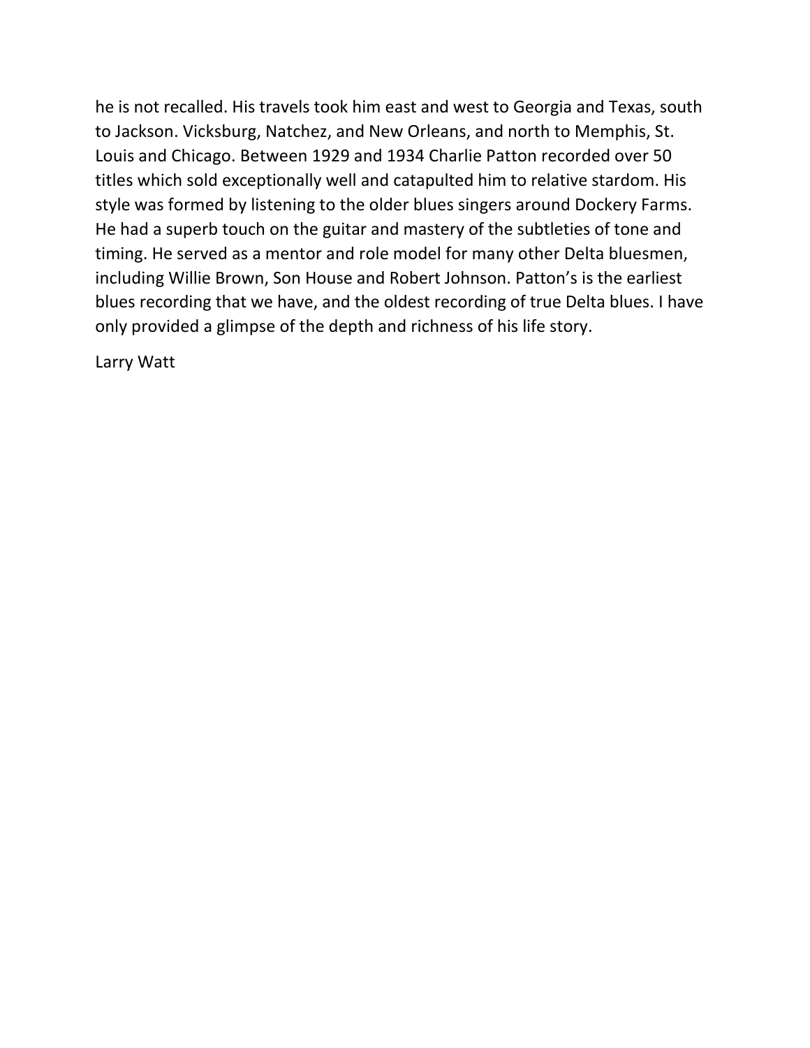he is not recalled. His travels took him east and west to Georgia and Texas, south to Jackson. Vicksburg, Natchez, and New Orleans, and north to Memphis, St. Louis and Chicago. Between 1929 and 1934 Charlie Patton recorded over 50 titles which sold exceptionally well and catapulted him to relative stardom. His style was formed by listening to the older blues singers around Dockery Farms. He had a superb touch on the guitar and mastery of the subtleties of tone and timing. He served as a mentor and role model for many other Delta bluesmen, including Willie Brown, Son House and Robert Johnson. Patton's is the earliest blues recording that we have, and the oldest recording of true Delta blues. I have only provided a glimpse of the depth and richness of his life story.

Larry Watt